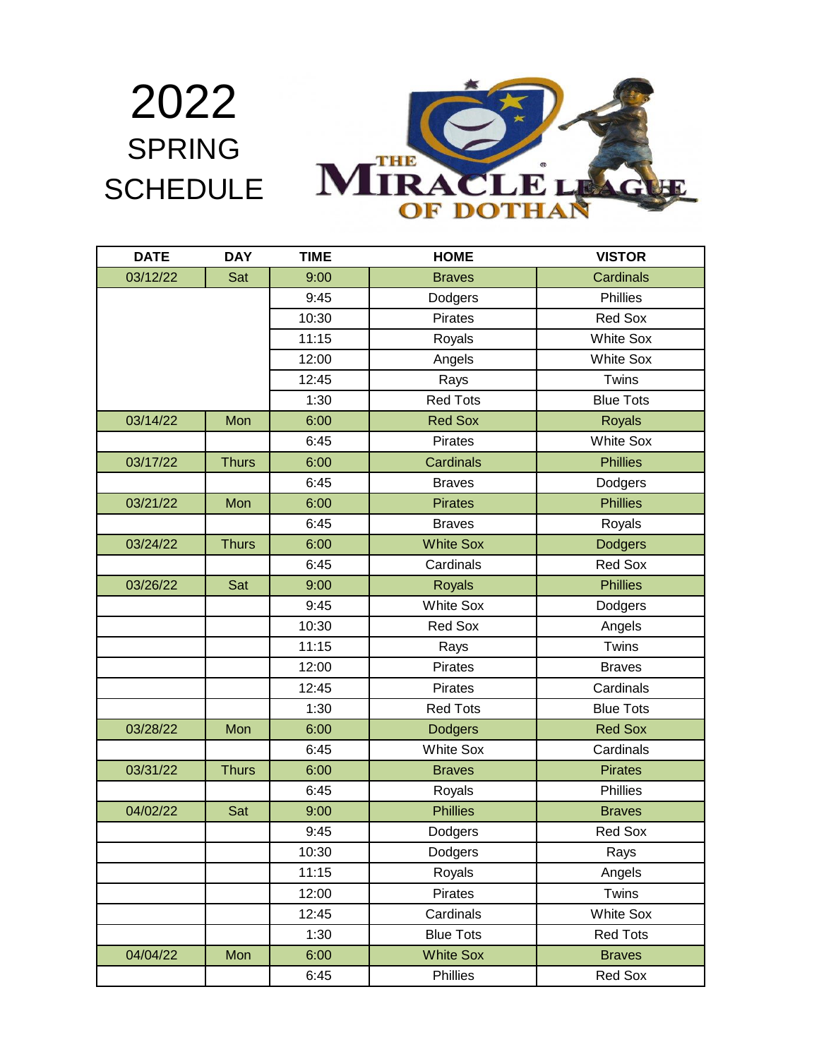# 2022 SPRING SCHEDULE

THE MIRACLE LEAGUE OF DOTHAN

| DATE | DAY | TIME | HOME | VISTOR |
|---|---|---|---|---|
| 03/12/22 | Sat | 9:00 | Braves | Cardinals |
| | | 9:45 | Dodgers | Phillies |
| | | 10:30 | Pirates | Red Sox |
| | | 11:15 | Royals | White Sox |
| | | 12:00 | Angels | White Sox |
| | | 12:45 | Rays | Twins |
| | | 1:30 | Red Tots | Blue Tots |
| 03/14/22 | Mon | 6:00 | Red Sox | Royals |
| | | 6:45 | Pirates | White Sox |
| 03/17/22 | Thurs | 6:00 | Cardinals | Phillies |
| | | 6:45 | Braves | Dodgers |
| 03/21/22 | Mon | 6:00 | Pirates | Phillies |
| | | 6:45 | Braves | Royals |
| 03/24/22 | Thurs | 6:00 | White Sox | Dodgers |
| | | 6:45 | Cardinals | Red Sox |
| 03/26/22 | Sat | 9:00 | Royals | Phillies |
| | | 9:45 | White Sox | Dodgers |
| | | 10:30 | Red Sox | Angels |
| | | 11:15 | Rays | Twins |
| | | 12:00 | Pirates | Braves |
| | | 12:45 | Pirates | Cardinals |
| | | 1:30 | Red Tots | Blue Tots |
| 03/28/22 | Mon | 6:00 | Dodgers | Red Sox |
| | | 6:45 | White Sox | Cardinals |
| 03/31/22 | Thurs | 6:00 | Braves | Pirates |
| | | 6:45 | Royals | Phillies |
| 04/02/22 | Sat | 9:00 | Phillies | Braves |
| | | 9:45 | Dodgers | Red Sox |
| | | 10:30 | Dodgers | Rays |
| | | 11:15 | Royals | Angels |
| | | 12:00 | Pirates | Twins |
| | | 12:45 | Cardinals | White Sox |
| | | 1:30 | Blue Tots | Red Tots |
| 04/04/22 | Mon | 6:00 | White Sox | Braves |
| | | 6:45 | Phillies | Red Sox |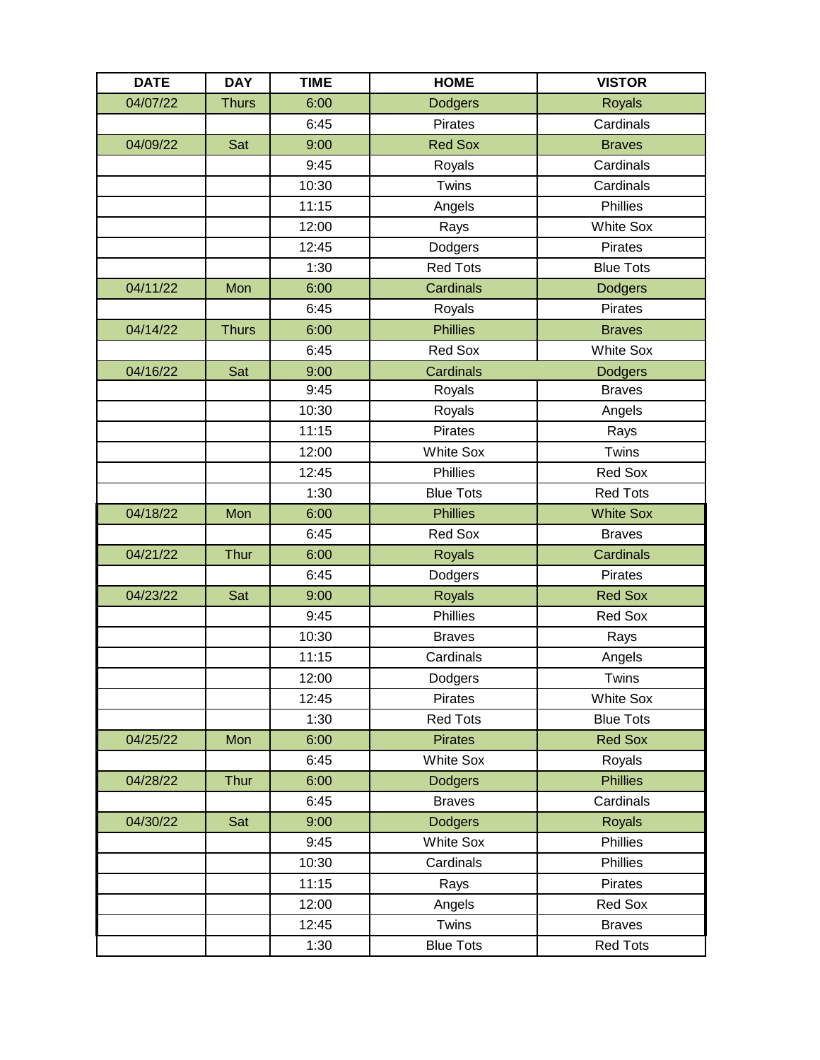| DATE | DAY | TIME | HOME | VISTOR |
|---|---|---|---|---|
| 04/07/22 | Thurs | 6:00 | Dodgers | Royals |
| | | 6:45 | Pirates | Cardinals |
| 04/09/22 | Sat | 9:00 | Red Sox | Braves |
| | | 9:45 | Royals | Cardinals |
| | | 10:30 | Twins | Cardinals |
| | | 11:15 | Angels | Phillies |
| | | 12:00 | Rays | White Sox |
| | | 12:45 | Dodgers | Pirates |
| | | 1:30 | Red Tots | Blue Tots |
| 04/11/22 | Mon | 6:00 | Cardinals | Dodgers |
| | | 6:45 | Royals | Pirates |
| 04/14/22 | Thurs | 6:00 | Phillies | Braves |
| | | 6:45 | Red Sox | White Sox |
| 04/16/22 | Sat | 9:00 | Cardinals | Dodgers |
| | | 9:45 | Royals | Braves |
| | | 10:30 | Royals | Angels |
| | | 11:15 | Pirates | Rays |
| | | 12:00 | White Sox | Twins |
| | | 12:45 | Phillies | Red Sox |
| | | 1:30 | Blue Tots | Red Tots |
| 04/18/22 | Mon | 6:00 | Phillies | White Sox |
| | | 6:45 | Red Sox | Braves |
| 04/21/22 | Thur | 6:00 | Royals | Cardinals |
| | | 6:45 | Dodgers | Pirates |
| 04/23/22 | Sat | 9:00 | Royals | Red Sox |
| | | 9:45 | Phillies | Red Sox |
| | | 10:30 | Braves | Rays |
| | | 11:15 | Cardinals | Angels |
| | | 12:00 | Dodgers | Twins |
| | | 12:45 | Pirates | White Sox |
| | | 1:30 | Red Tots | Blue Tots |
| 04/25/22 | Mon | 6:00 | Pirates | Red Sox |
| | | 6:45 | White Sox | Royals |
| 04/28/22 | Thur | 6:00 | Dodgers | Phillies |
| | | 6:45 | Braves | Cardinals |
| 04/30/22 | Sat | 9:00 | Dodgers | Royals |
| | | 9:45 | White Sox | Phillies |
| | | 10:30 | Cardinals | Phillies |
| | | 11:15 | Rays | Pirates |
| | | 12:00 | Angels | Red Sox |
| | | 12:45 | Twins | Braves |
| | | 1:30 | Blue Tots | Red Tots |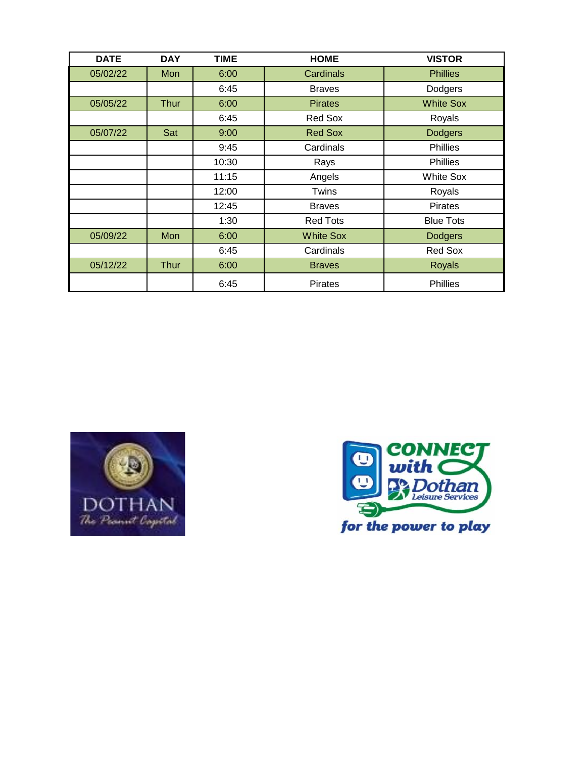| DATE | DAY | TIME | HOME | VISTOR |
|---|---|---|---|---|
| 05/02/22 | Mon | 6:00 | Cardinals | Phillies |
| | | 6:45 | Braves | Dodgers |
| 05/05/22 | Thur | 6:00 | Pirates | White Sox |
| | | 6:45 | Red Sox | Royals |
| 05/07/22 | Sat | 9:00 | Red Sox | Dodgers |
| | | 9:45 | Cardinals | Phillies |
| | | 10:30 | Rays | Phillies |
| | | 11:15 | Angels | White Sox |
| | | 12:00 | Twins | Royals |
| | | 12:45 | Braves | Pirates |
| | | 1:30 | Red Tots | Blue Tots |
| 05/09/22 | Mon | 6:00 | White Sox | Dodgers |
| | | 6:45 | Cardinals | Red Sox |
| 05/12/22 | Thur | 6:00 | Braves | Royals |
| | | 6:45 | Pirates | Phillies |

DOTHAN
*The Peanut Capital*

CONNECT with Dothan Leisure Services
*for the power to play*